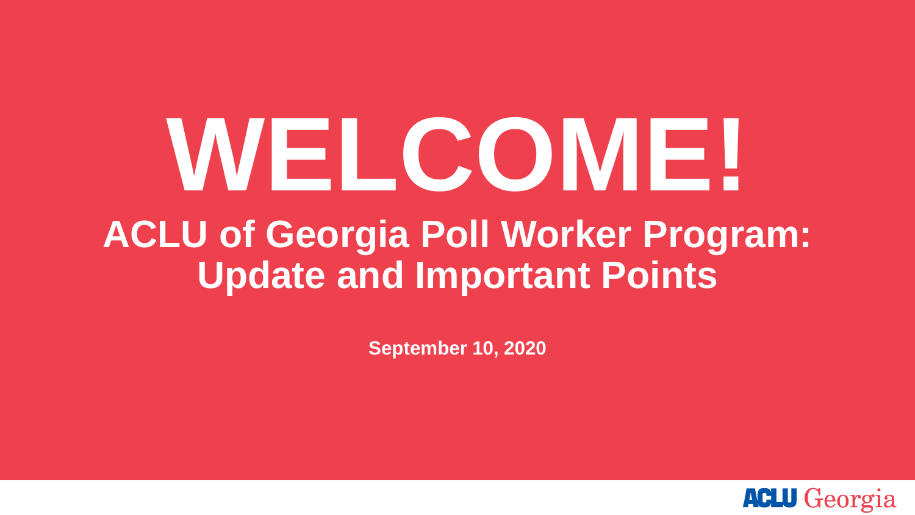# WELCOME!

## ACLU of Georgia Poll Worker Program: Update and Important Points

**September 10, 2020**

ACLU Georgia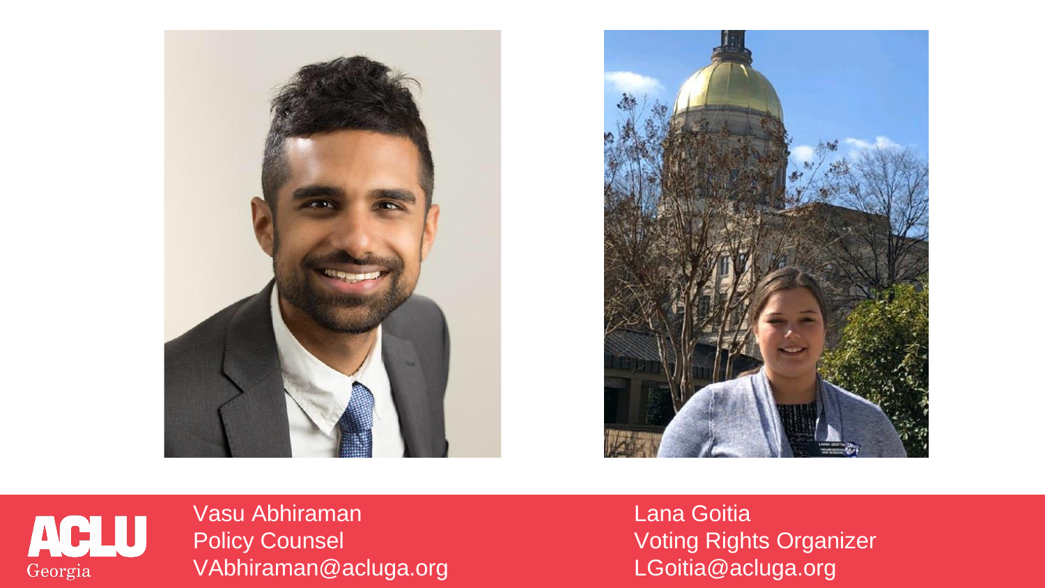ACLU Georgia

Vasu Abhiraman
Policy Counsel
VAbhiraman@acluga.org

Lana Goitia
Voting Rights Organizer
LGoitia@acluga.org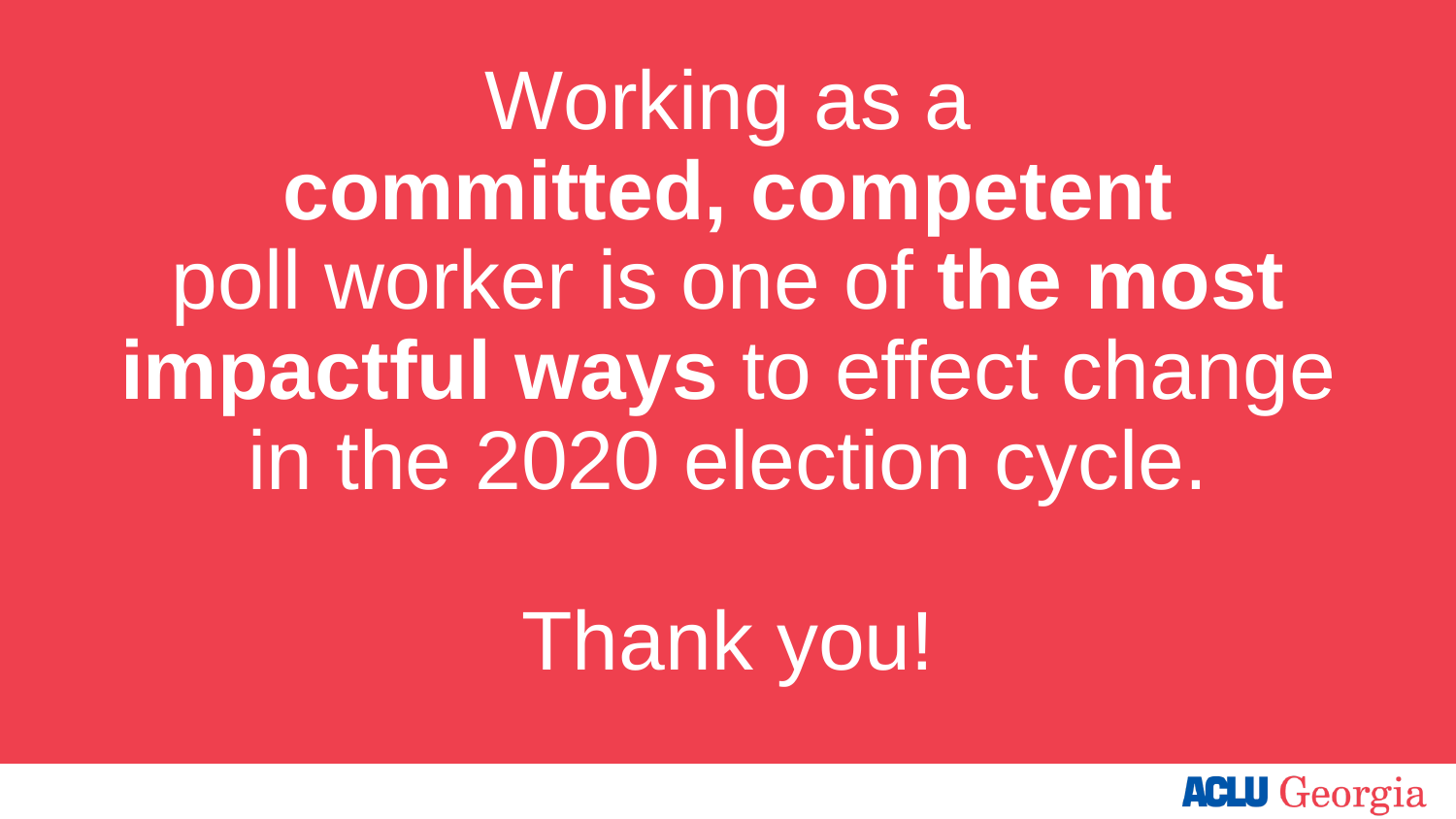Working as a **committed, competent** poll worker is one of **the most impactful ways** to effect change in the 2020 election cycle.

Thank you!

ACLU Georgia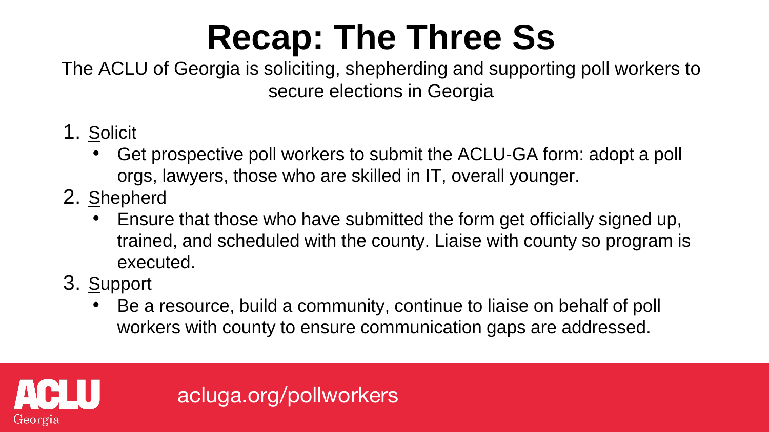# Recap: The Three Ss

The ACLU of Georgia is soliciting, shepherding and supporting poll workers to secure elections in Georgia

1. Solicit
   - Get prospective poll workers to submit the ACLU-GA form: adopt a poll orgs, lawyers, those who are skilled in IT, overall younger.
2. Shepherd
   - Ensure that those who have submitted the form get officially signed up, trained, and scheduled with the county. Liaise with county so program is executed.
3. Support
   - Be a resource, build a community, continue to liaise on behalf of poll workers with county to ensure communication gaps are addressed.

ACLU Georgia

acluga.org/pollworkers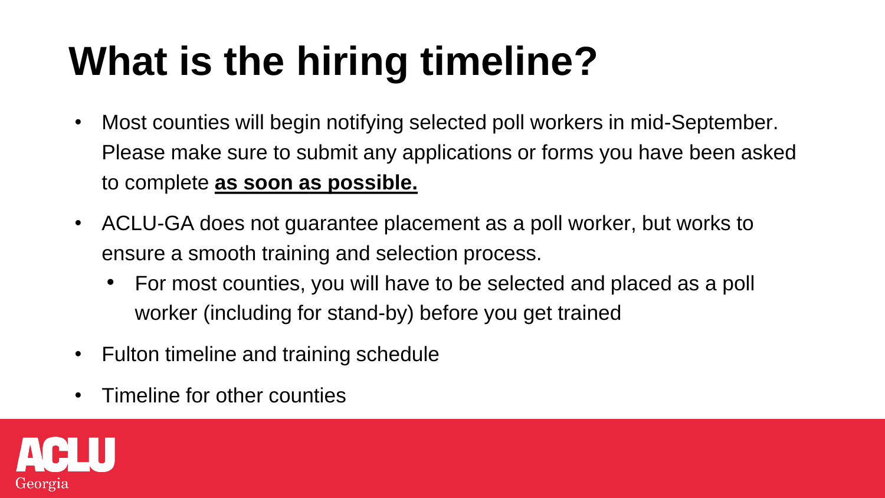# What is the hiring timeline?

- Most counties will begin notifying selected poll workers in mid-September. Please make sure to submit any applications or forms you have been asked to complete **as soon as possible.**
- ACLU-GA does not guarantee placement as a poll worker, but works to ensure a smooth training and selection process.
  - For most counties, you will have to be selected and placed as a poll worker (including for stand-by) before you get trained
- Fulton timeline and training schedule
- Timeline for other counties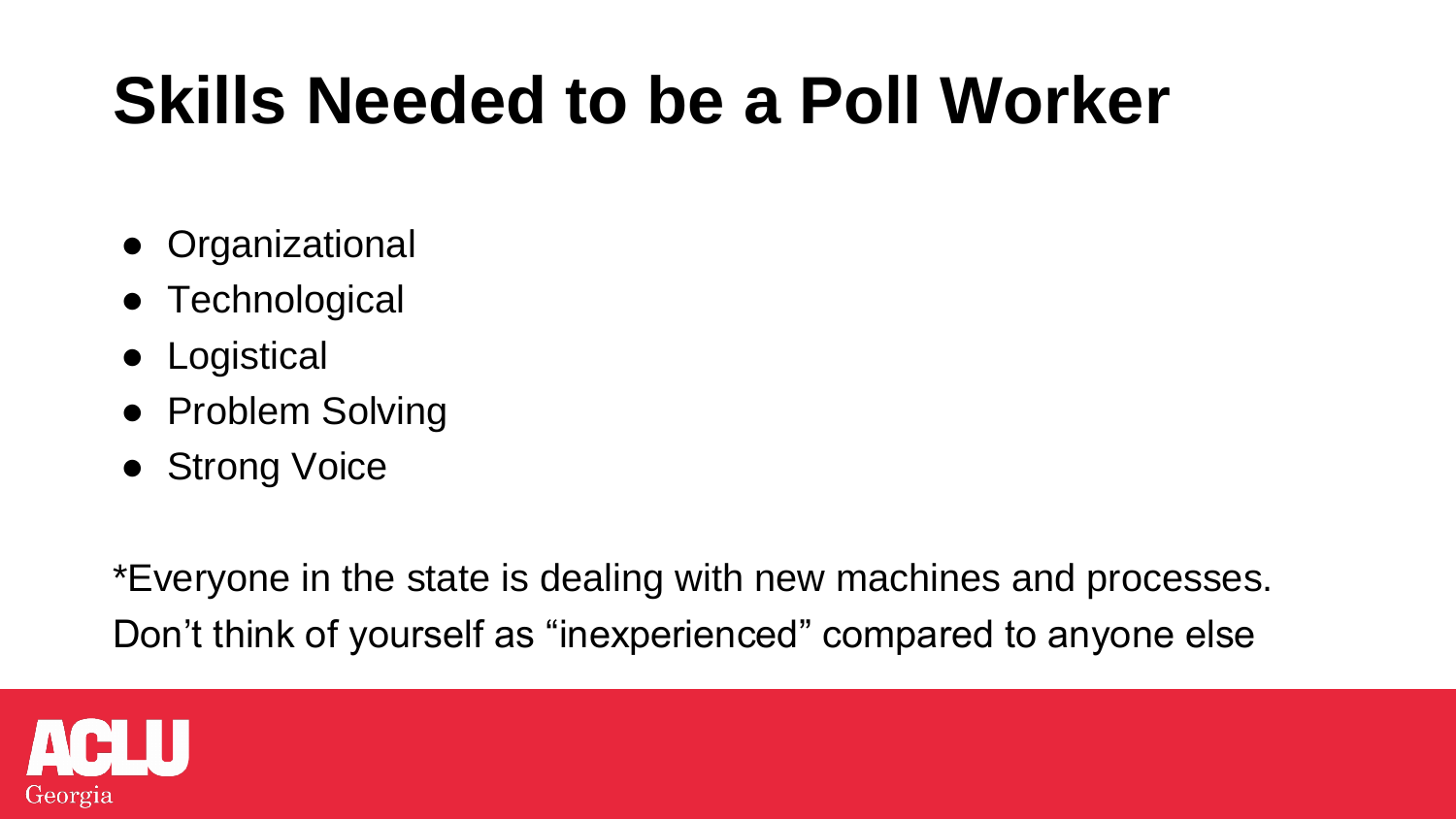# Skills Needed to be a Poll Worker

- Organizational
- Technological
- Logistical
- Problem Solving
- Strong Voice

*Everyone in the state is dealing with new machines and processes. Don't think of yourself as "inexperienced" compared to anyone else

ACLU Georgia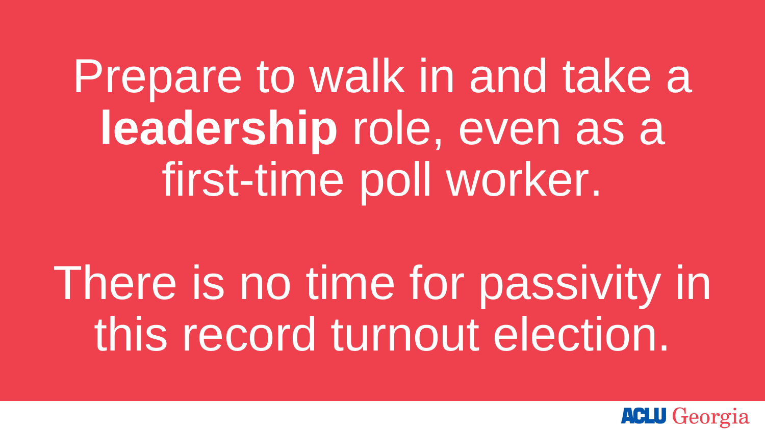Prepare to walk in and take a **leadership** role, even as a first-time poll worker.

There is no time for passivity in this record turnout election.

ACLU Georgia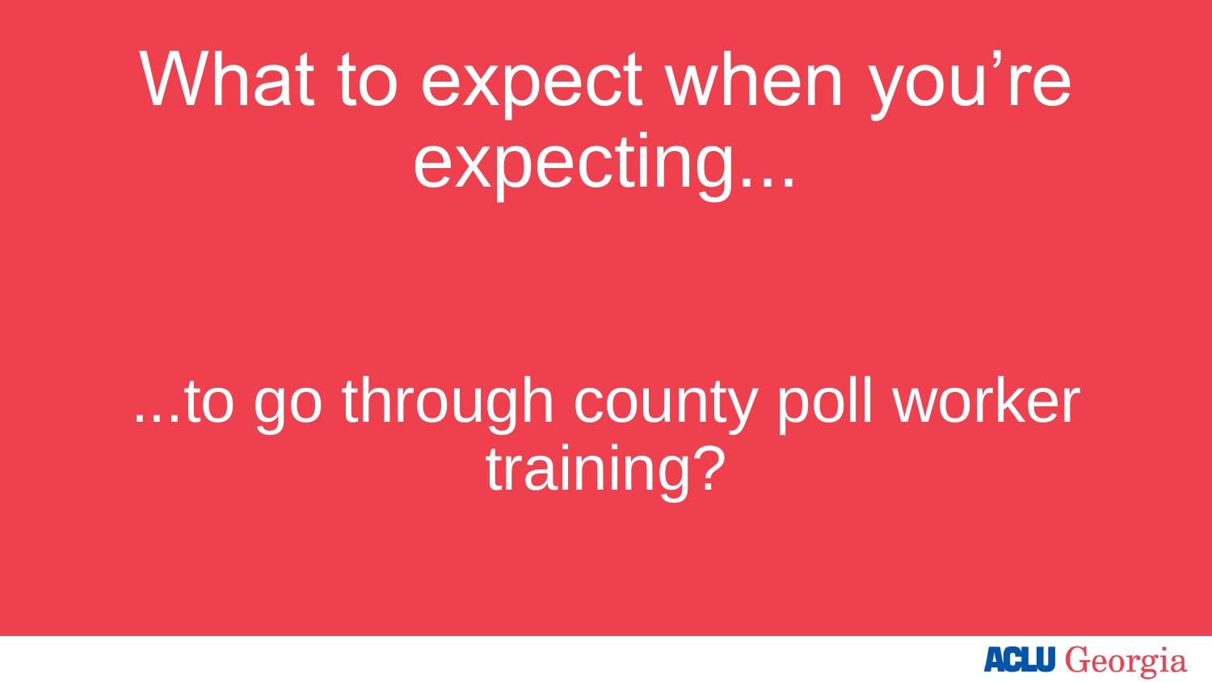# What to expect when you're expecting...

## ...to go through county poll worker training?

ACLU Georgia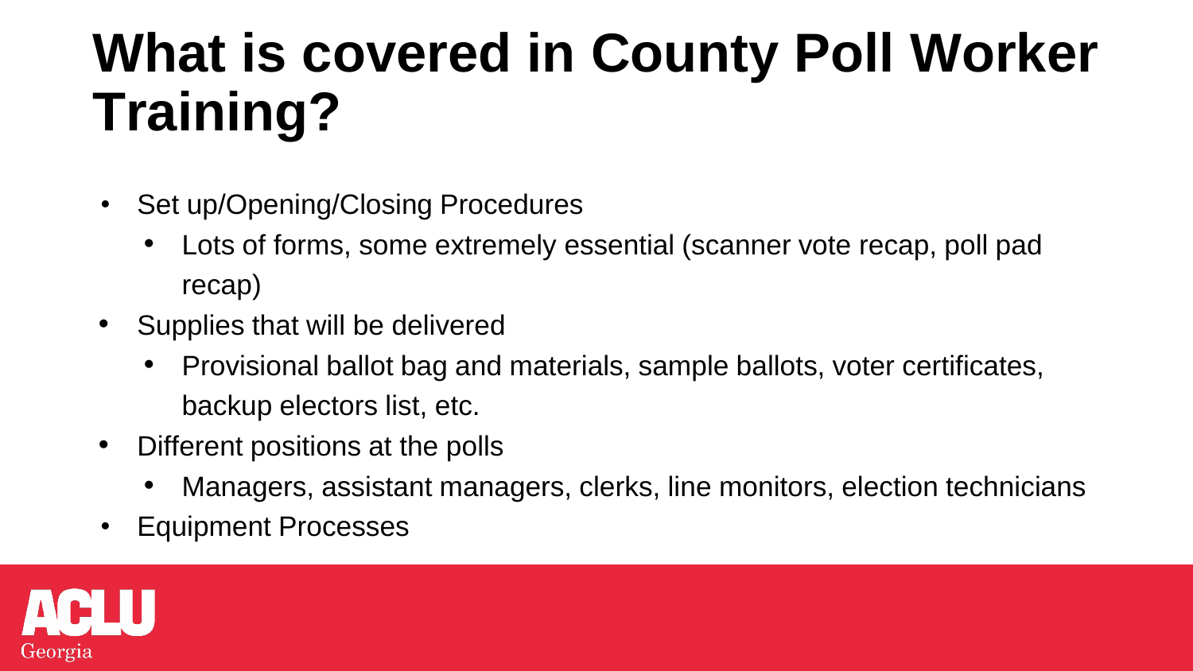# What is covered in County Poll Worker Training?

- Set up/Opening/Closing Procedures
  - Lots of forms, some extremely essential (scanner vote recap, poll pad recap)
- Supplies that will be delivered
  - Provisional ballot bag and materials, sample ballots, voter certificates, backup electors list, etc.
- Different positions at the polls
  - Managers, assistant managers, clerks, line monitors, election technicians
- Equipment Processes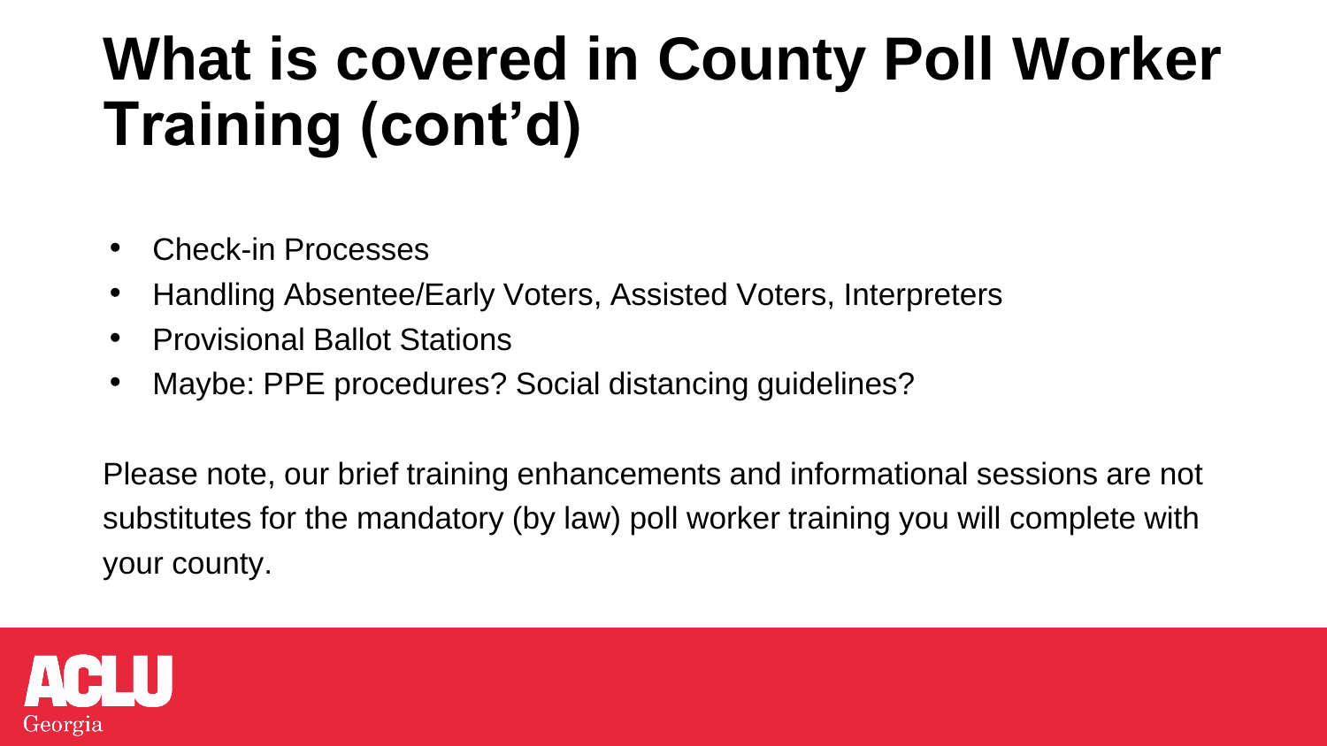# What is covered in County Poll Worker Training (cont'd)

- Check-in Processes
- Handling Absentee/Early Voters, Assisted Voters, Interpreters
- Provisional Ballot Stations
- Maybe: PPE procedures? Social distancing guidelines?

Please note, our brief training enhancements and informational sessions are not substitutes for the mandatory (by law) poll worker training you will complete with your county.

ACLU Georgia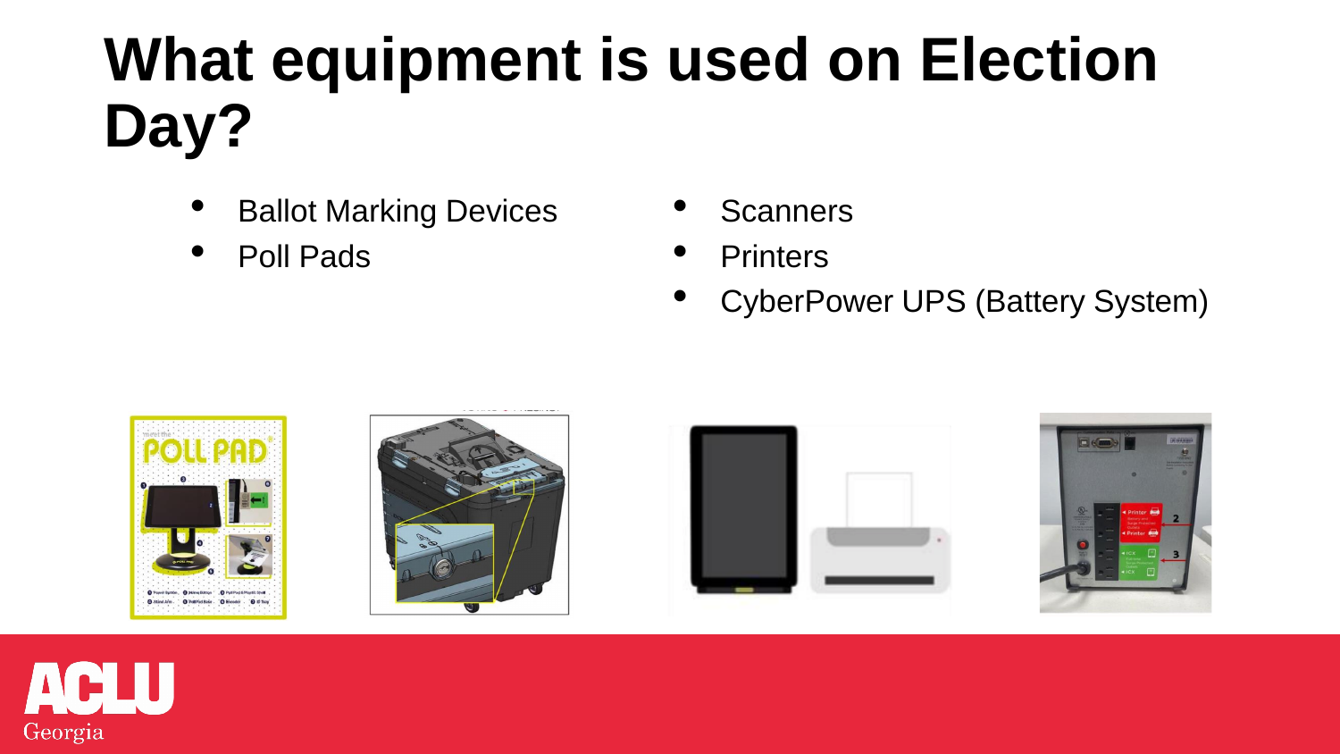# What equipment is used on Election Day?

- Ballot Marking Devices
- Poll Pads
- Scanners
- Printers
- CyberPower UPS (Battery System)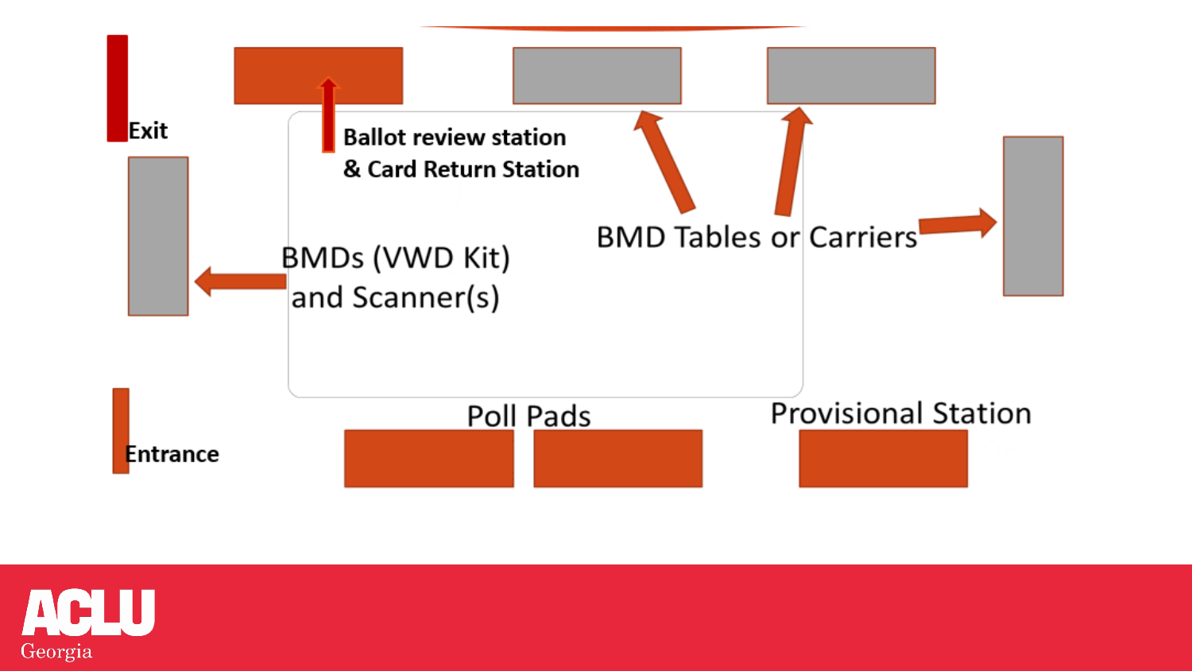Exit

Ballot review station
& Card Return Station

BMDs (VWD Kit)
and Scanner(s)

BMD Tables or Carriers

Entrance

Poll Pads

Provisional Station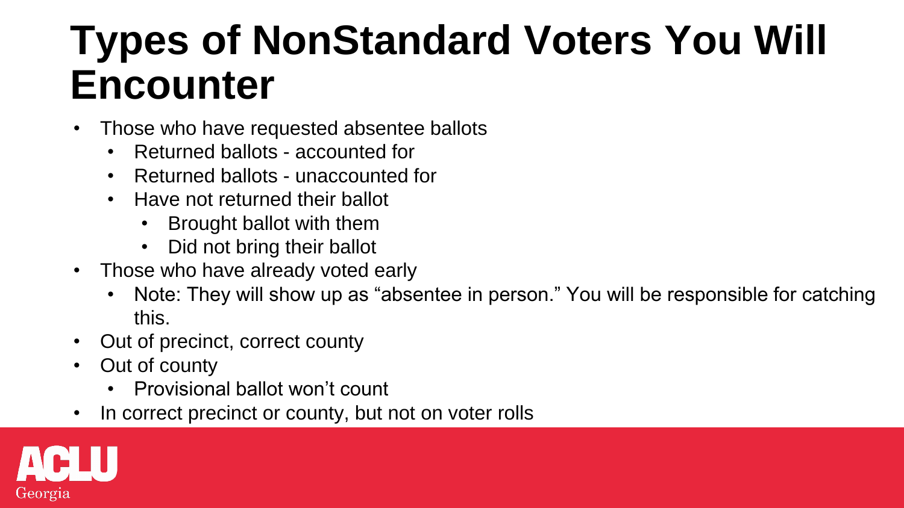# Types of NonStandard Voters You Will Encounter

- Those who have requested absentee ballots
  - Returned ballots - accounted for
  - Returned ballots - unaccounted for
  - Have not returned their ballot
    - Brought ballot with them
    - Did not bring their ballot
- Those who have already voted early
  - Note: They will show up as "absentee in person." You will be responsible for catching this.
- Out of precinct, correct county
- Out of county
  - Provisional ballot won't count
- In correct precinct or county, but not on voter rolls

ACLU Georgia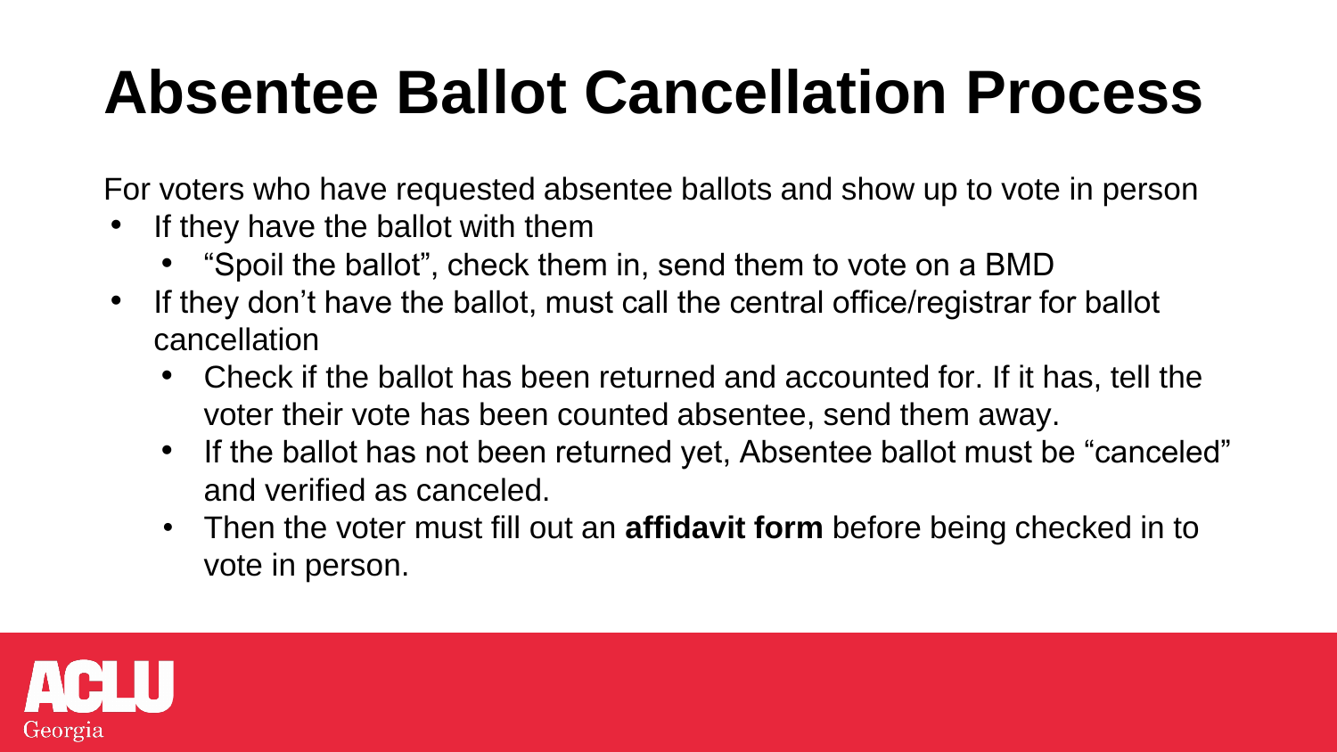# Absentee Ballot Cancellation Process

For voters who have requested absentee ballots and show up to vote in person

- If they have the ballot with them
  - "Spoil the ballot", check them in, send them to vote on a BMD
- If they don't have the ballot, must call the central office/registrar for ballot cancellation
  - Check if the ballot has been returned and accounted for. If it has, tell the voter their vote has been counted absentee, send them away.
  - If the ballot has not been returned yet, Absentee ballot must be "canceled" and verified as canceled.
  - Then the voter must fill out an **affidavit form** before being checked in to vote in person.

ACLU Georgia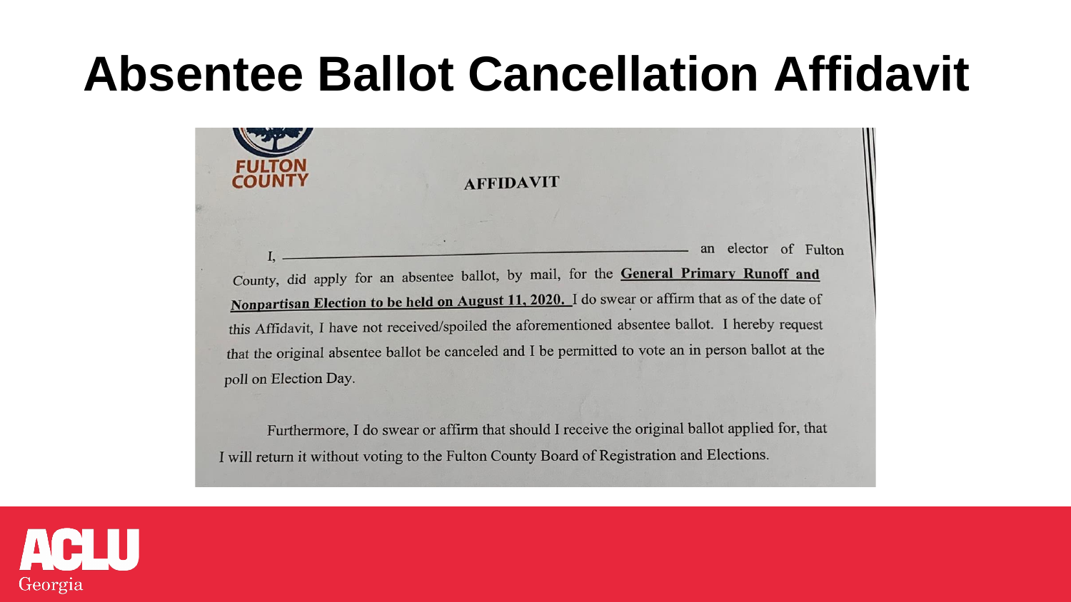# Absentee Ballot Cancellation Affidavit

FULTON COUNTY

**AFFIDAVIT**

I, ______________________________ an elector of Fulton County, did apply for an absentee ballot, by mail, for the **General Primary Runoff and Nonpartisan Election to be held on August 11, 2020.** I do swear or affirm that as of the date of this Affidavit, I have not received/spoiled the aforementioned absentee ballot. I hereby request that the original absentee ballot be canceled and I be permitted to vote an in person ballot at the poll on Election Day.

Furthermore, I do swear or affirm that should I receive the original ballot applied for, that I will return it without voting to the Fulton County Board of Registration and Elections.

ACLU Georgia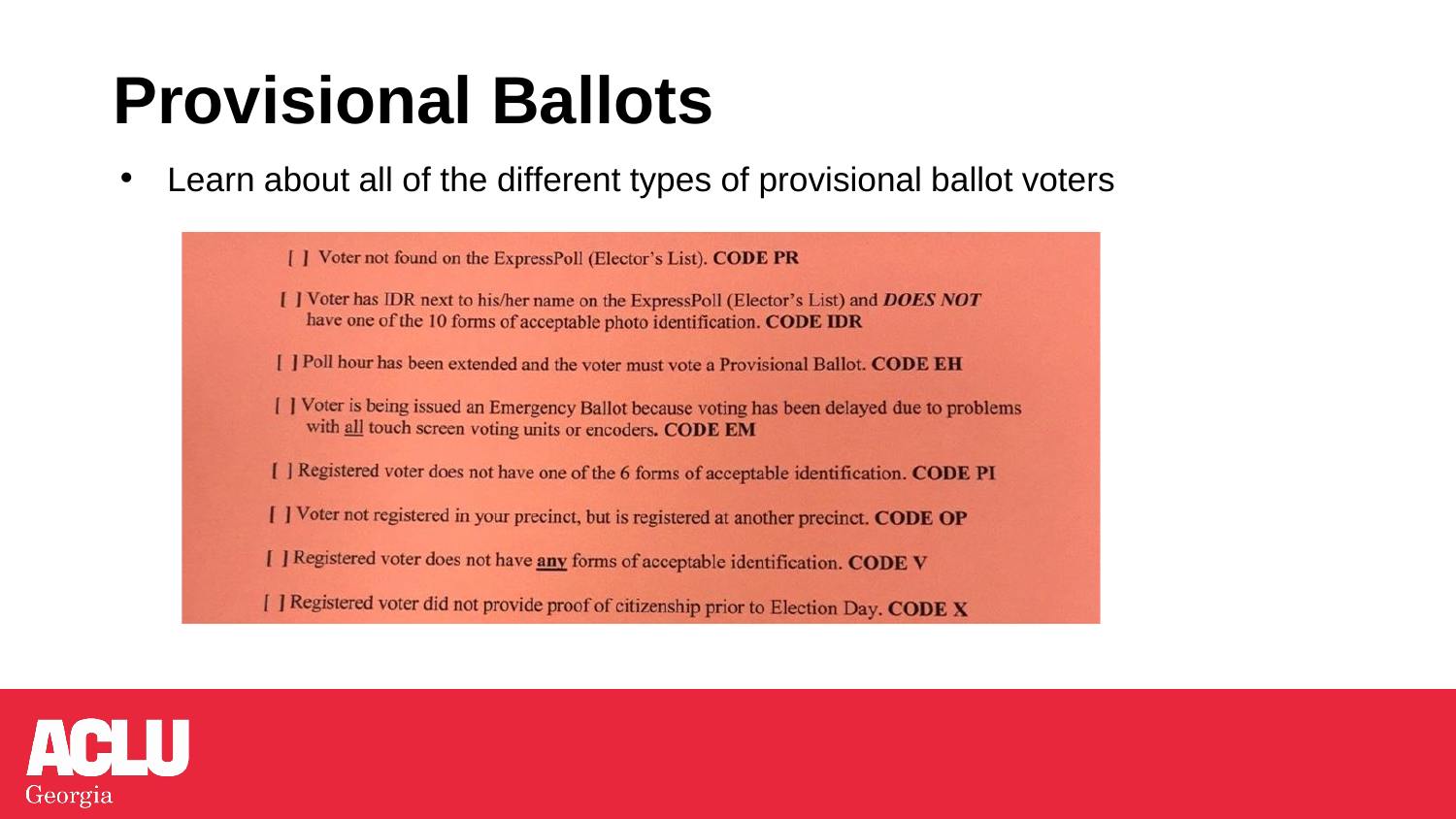# Provisional Ballots

- Learn about all of the different types of provisional ballot voters

[ ] Voter not found on the ExpressPoll (Elector's List). **CODE PR**

[ ] Voter has IDR next to his/her name on the ExpressPoll (Elector's List) and ***DOES NOT*** have one of the 10 forms of acceptable photo identification. **CODE IDR**

[ ] Poll hour has been extended and the voter must vote a Provisional Ballot. **CODE EH**

[ ] Voter is being issued an Emergency Ballot because voting has been delayed due to problems with <u>all</u> touch screen voting units or encoders. **CODE EM**

[ ] Registered voter does not have one of the 6 forms of acceptable identification. **CODE PI**

[ ] Voter not registered in your precinct, but is registered at another precinct. **CODE OP**

[ ] Registered voter does not have **<u>any</u>** forms of acceptable identification. **CODE V**

[ ] Registered voter did not provide proof of citizenship prior to Election Day. **CODE X**

ACLU Georgia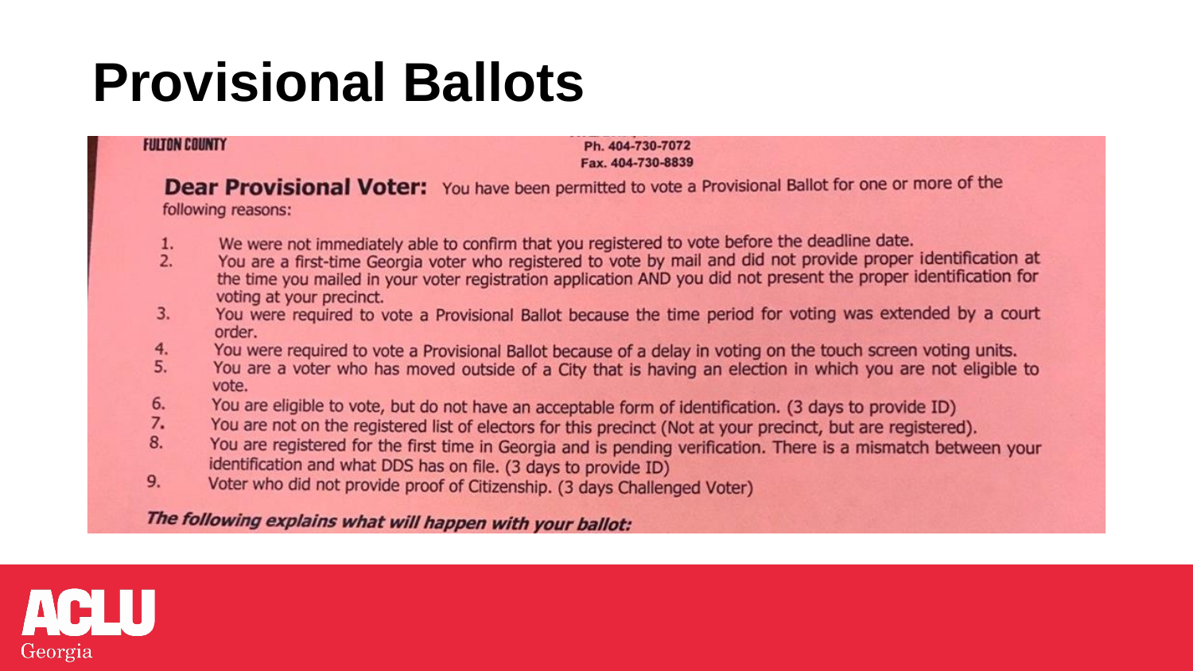# Provisional Ballots

FULTON COUNTY

Ph. 404-730-7072
Fax. 404-730-8839

**Dear Provisional Voter:** You have been permitted to vote a Provisional Ballot for one or more of the following reasons:

1. We were not immediately able to confirm that you registered to vote before the deadline date.
2. You are a first-time Georgia voter who registered to vote by mail and did not provide proper identification at the time you mailed in your voter registration application AND you did not present the proper identification for voting at your precinct.
3. You were required to vote a Provisional Ballot because the time period for voting was extended by a court order.
4. You were required to vote a Provisional Ballot because of a delay in voting on the touch screen voting units.
5. You are a voter who has moved outside of a City that is having an election in which you are not eligible to vote.
6. You are eligible to vote, but do not have an acceptable form of identification. (3 days to provide ID)
7. You are not on the registered list of electors for this precinct (Not at your precinct, but are registered).
8. You are registered for the first time in Georgia and is pending verification. There is a mismatch between your identification and what DDS has on file. (3 days to provide ID)
9. Voter who did not provide proof of Citizenship. (3 days Challenged Voter)

***The following explains what will happen with your ballot:***

ACLU Georgia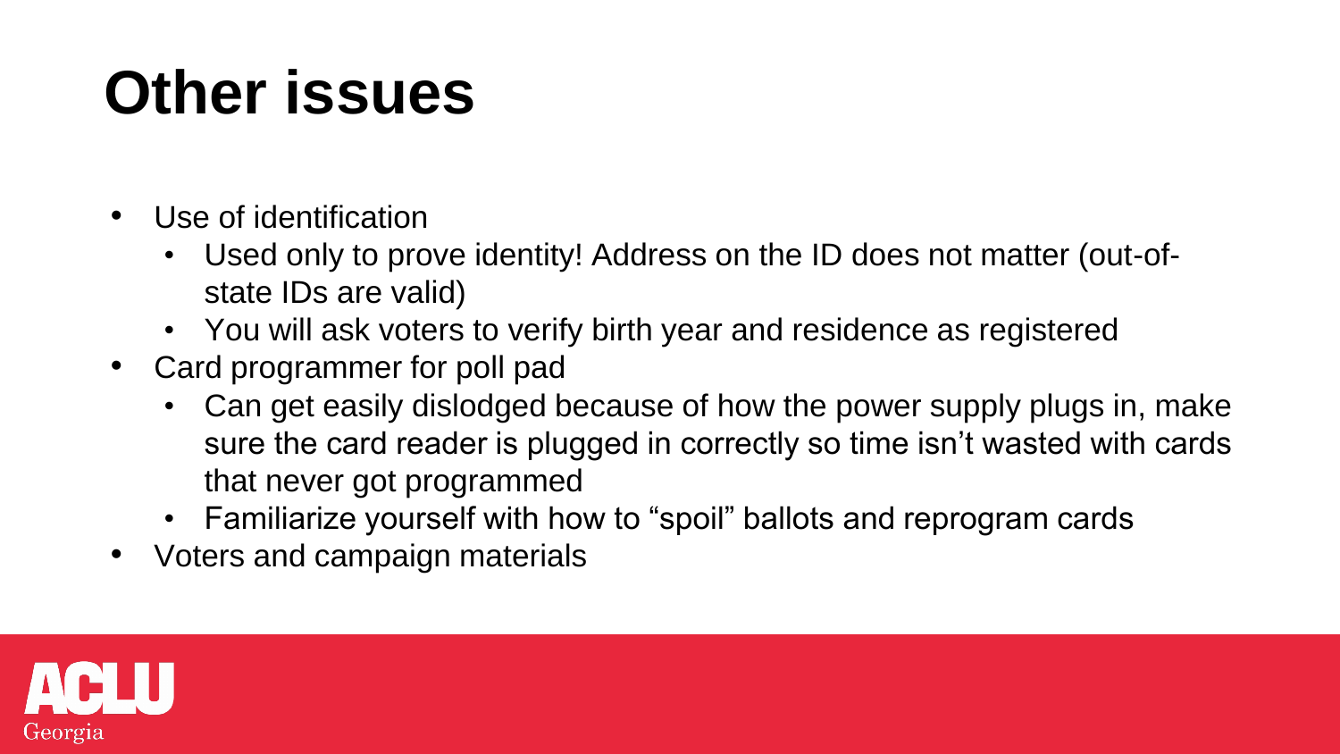# Other issues

- Use of identification
  - Used only to prove identity! Address on the ID does not matter (out-of-state IDs are valid)
  - You will ask voters to verify birth year and residence as registered
- Card programmer for poll pad
  - Can get easily dislodged because of how the power supply plugs in, make sure the card reader is plugged in correctly so time isn't wasted with cards that never got programmed
  - Familiarize yourself with how to "spoil" ballots and reprogram cards
- Voters and campaign materials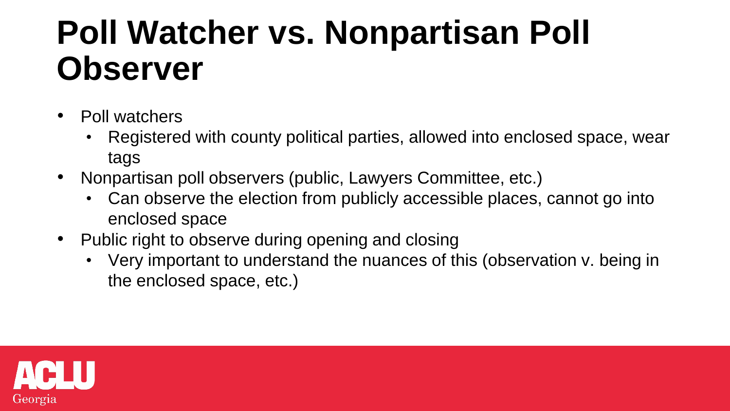# Poll Watcher vs. Nonpartisan Poll Observer

- Poll watchers
  - Registered with county political parties, allowed into enclosed space, wear tags
- Nonpartisan poll observers (public, Lawyers Committee, etc.)
  - Can observe the election from publicly accessible places, cannot go into enclosed space
- Public right to observe during opening and closing
  - Very important to understand the nuances of this (observation v. being in the enclosed space, etc.)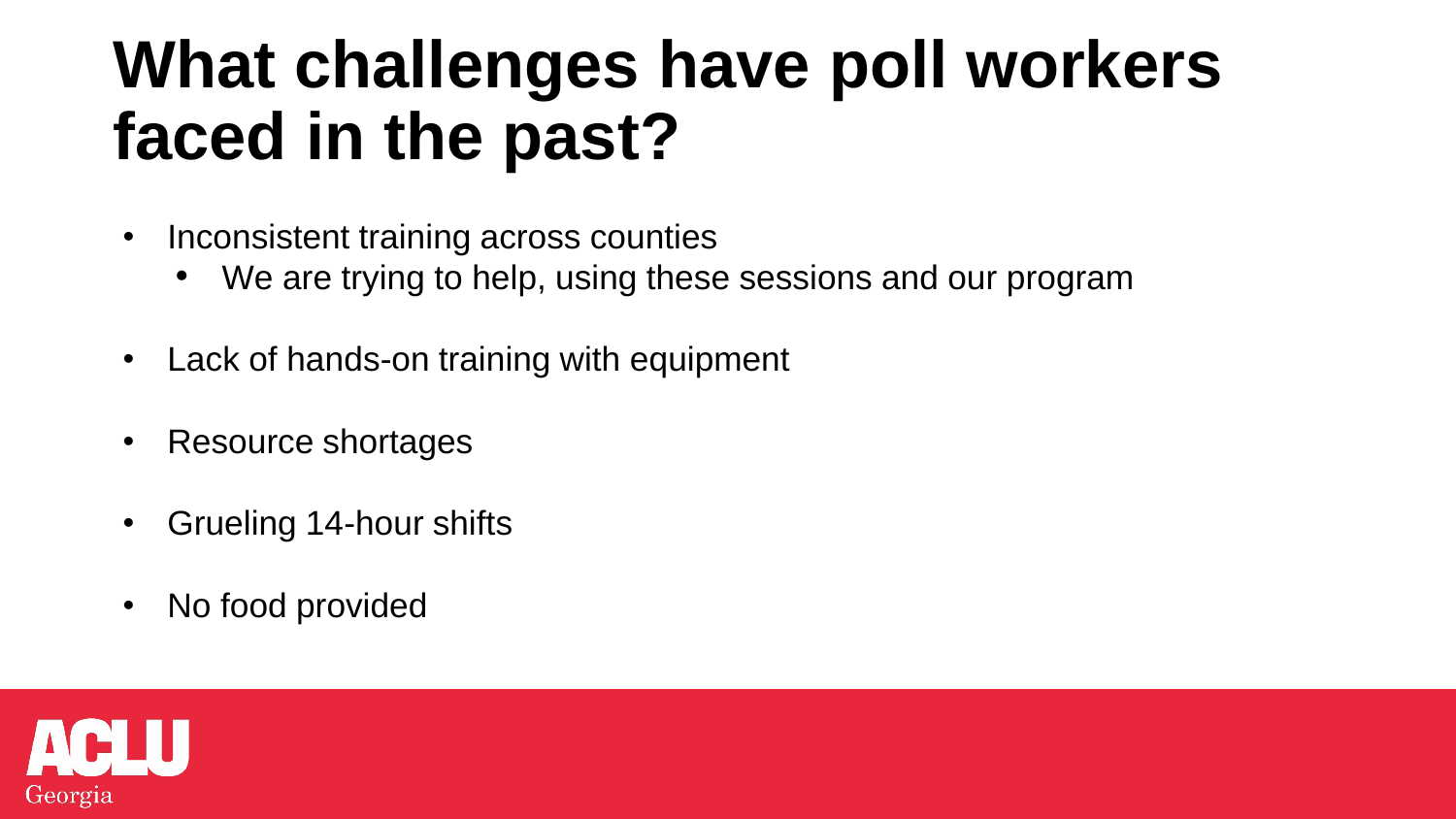# What challenges have poll workers faced in the past?

- Inconsistent training across counties
  - We are trying to help, using these sessions and our program
- Lack of hands-on training with equipment
- Resource shortages
- Grueling 14-hour shifts
- No food provided

ACLU Georgia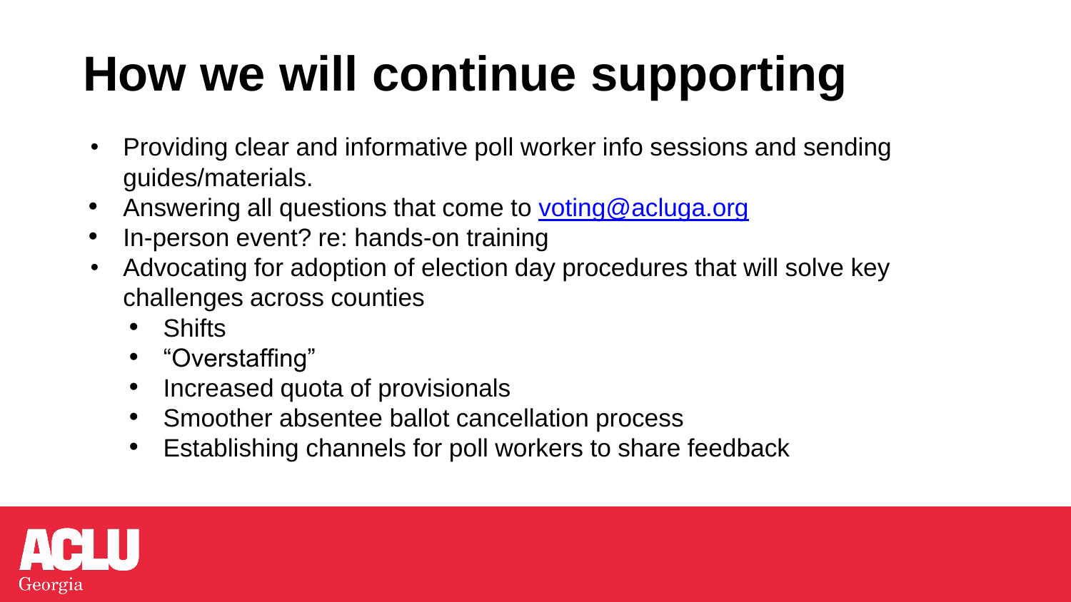# How we will continue supporting

- Providing clear and informative poll worker info sessions and sending guides/materials.
- Answering all questions that come to [voting@acluga.org](mailto:voting@acluga.org)
- In-person event? re: hands-on training
- Advocating for adoption of election day procedures that will solve key challenges across counties
  - Shifts
  - "Overstaffing"
  - Increased quota of provisionals
  - Smoother absentee ballot cancellation process
  - Establishing channels for poll workers to share feedback

ACLU Georgia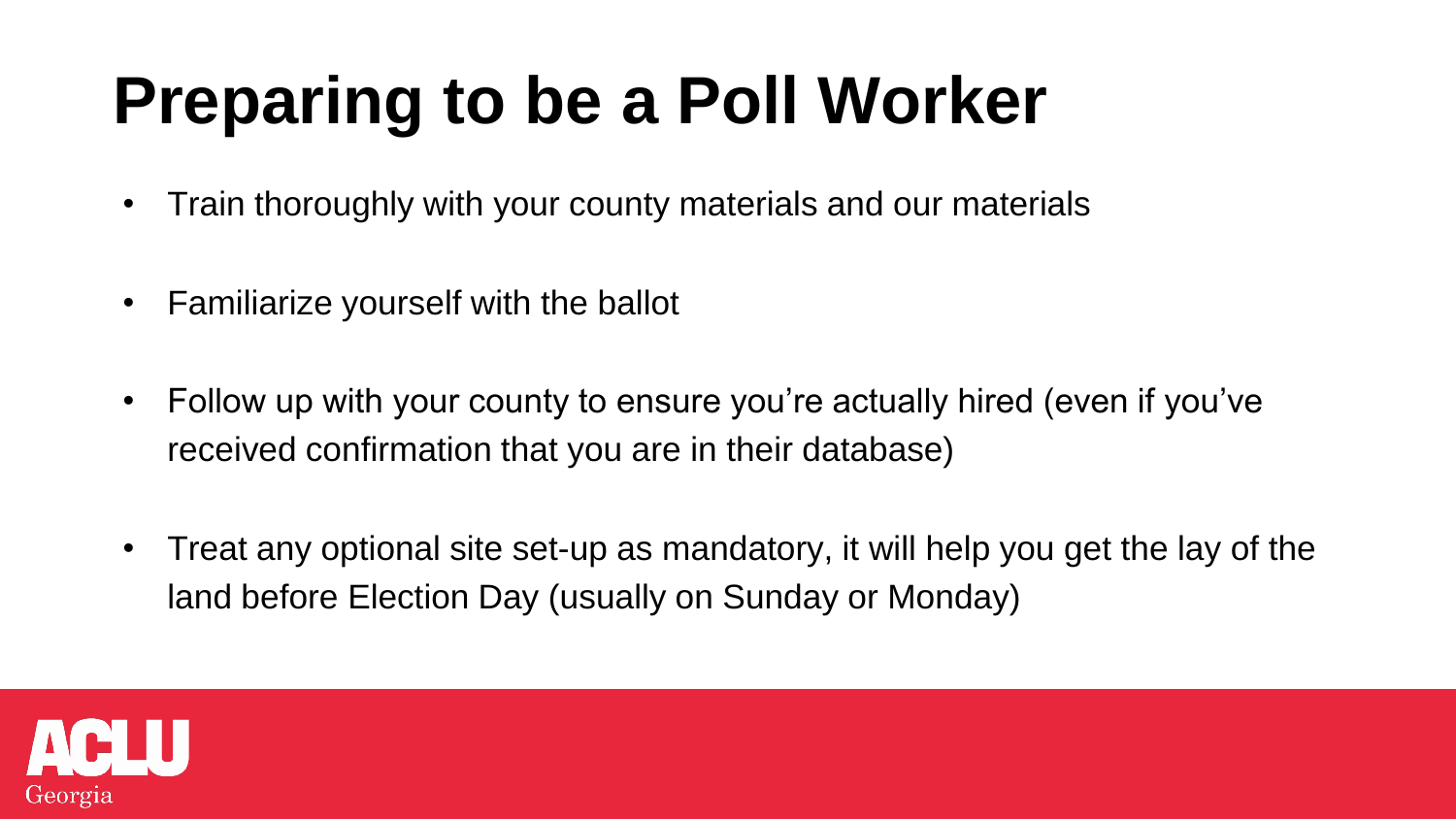# Preparing to be a Poll Worker

- Train thoroughly with your county materials and our materials
- Familiarize yourself with the ballot
- Follow up with your county to ensure you're actually hired (even if you've received confirmation that you are in their database)
- Treat any optional site set-up as mandatory, it will help you get the lay of the land before Election Day (usually on Sunday or Monday)

ACLU Georgia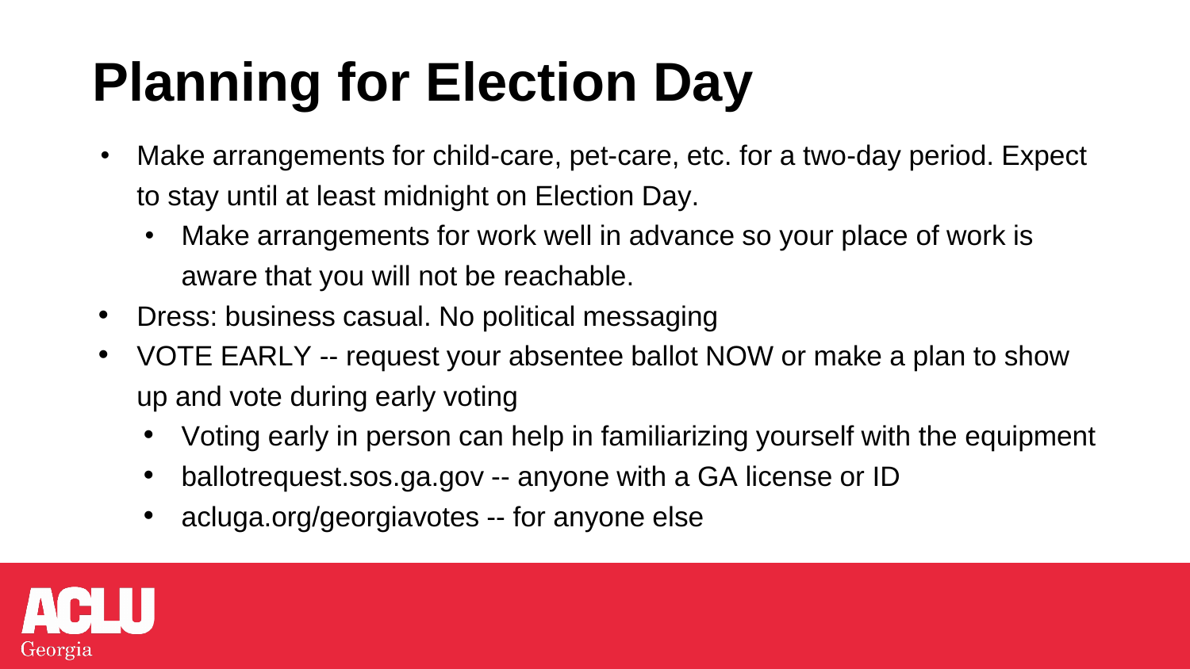# Planning for Election Day

- Make arrangements for child-care, pet-care, etc. for a two-day period. Expect to stay until at least midnight on Election Day.
  - Make arrangements for work well in advance so your place of work is aware that you will not be reachable.
- Dress: business casual. No political messaging
- VOTE EARLY -- request your absentee ballot NOW or make a plan to show up and vote during early voting
  - Voting early in person can help in familiarizing yourself with the equipment
  - ballotrequest.sos.ga.gov -- anyone with a GA license or ID
  - acluga.org/georgiavotes -- for anyone else

ACLU Georgia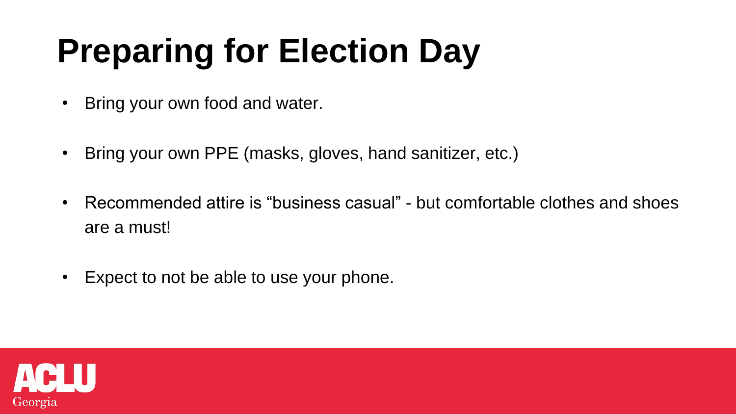# Preparing for Election Day

- Bring your own food and water.
- Bring your own PPE (masks, gloves, hand sanitizer, etc.)
- Recommended attire is "business casual" - but comfortable clothes and shoes are a must!
- Expect to not be able to use your phone.

ACLU Georgia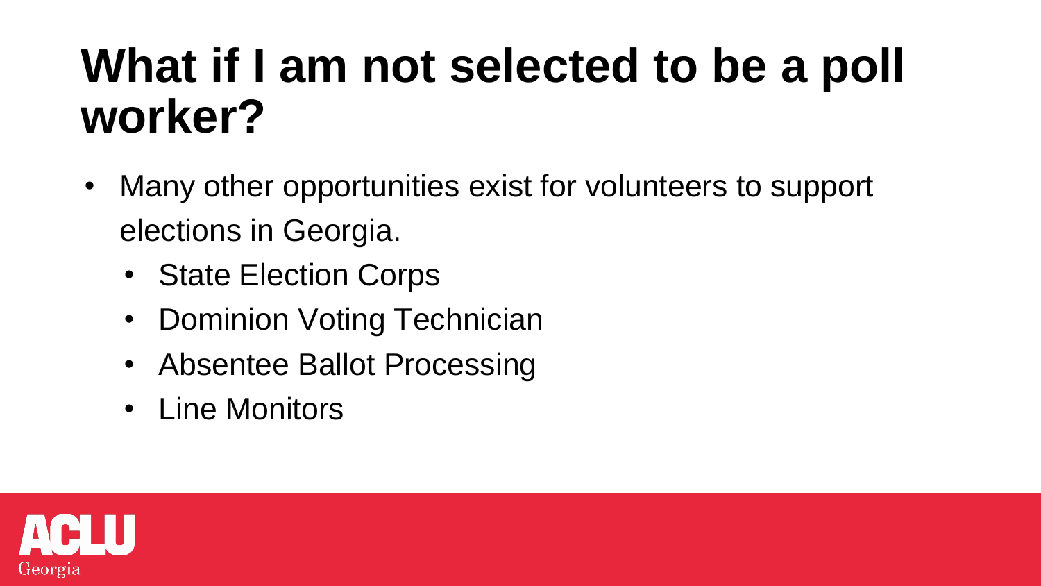# What if I am not selected to be a poll worker?

- Many other opportunities exist for volunteers to support elections in Georgia.
  - State Election Corps
  - Dominion Voting Technician
  - Absentee Ballot Processing
  - Line Monitors

ACLU Georgia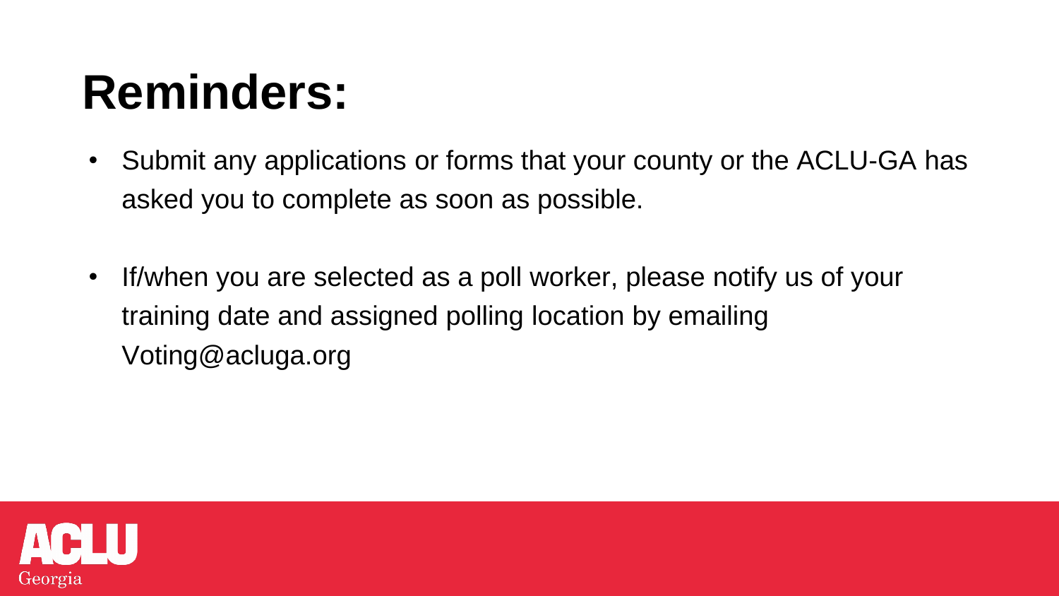# Reminders:

- Submit any applications or forms that your county or the ACLU-GA has asked you to complete as soon as possible.
- If/when you are selected as a poll worker, please notify us of your training date and assigned polling location by emailing Voting@acluga.org

ACLU Georgia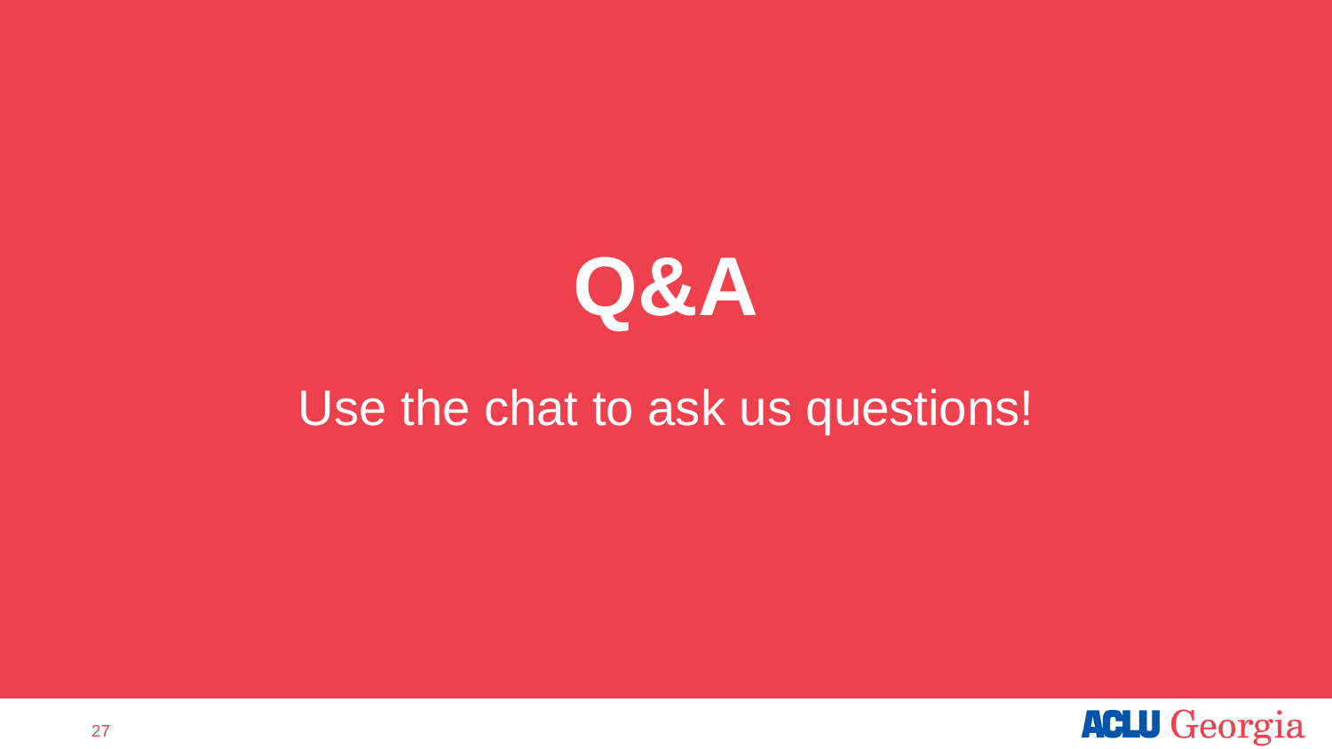# Q&A

Use the chat to ask us questions!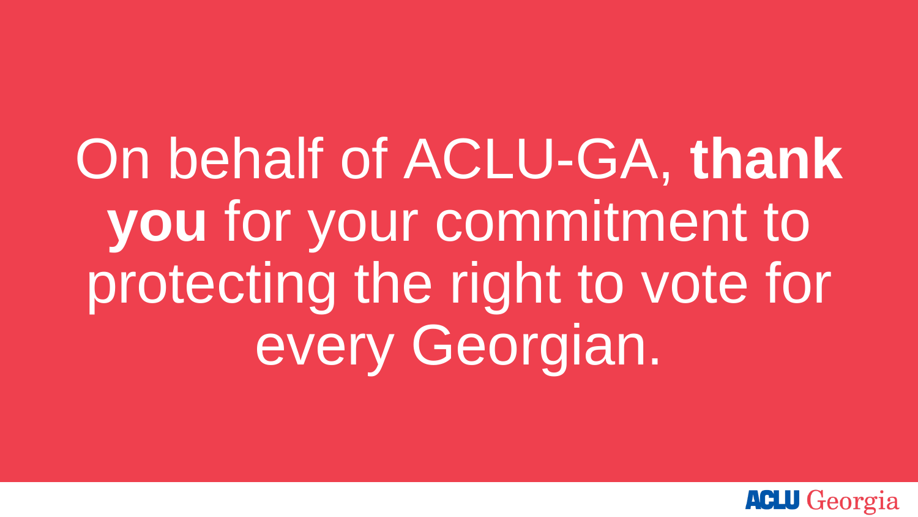On behalf of ACLU-GA, **thank you** for your commitment to protecting the right to vote for every Georgian.

ACLU Georgia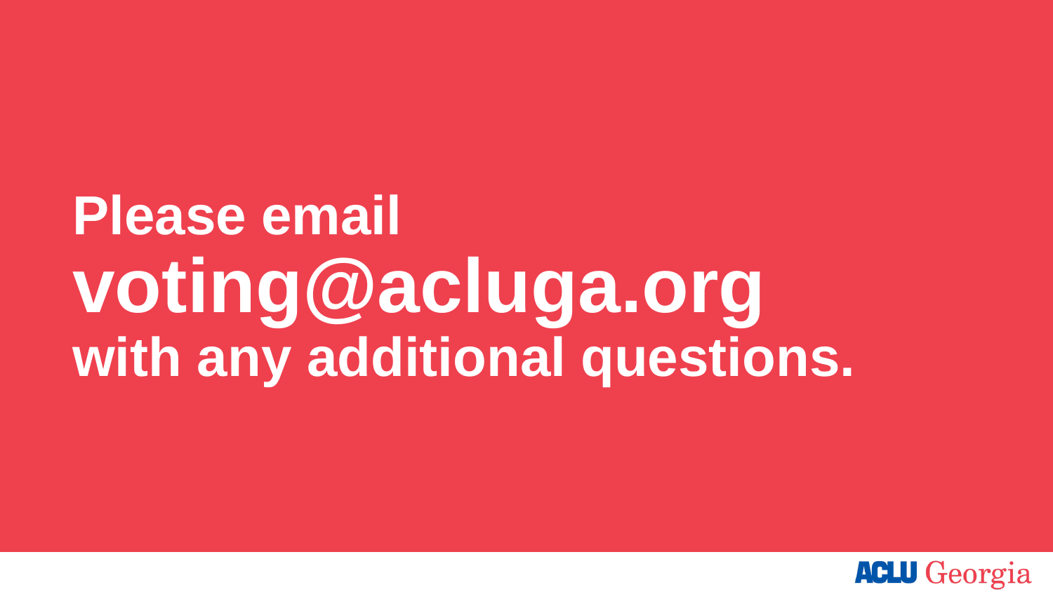**Please email**
**voting@acluga.org**
**with any additional questions.**

ACLU Georgia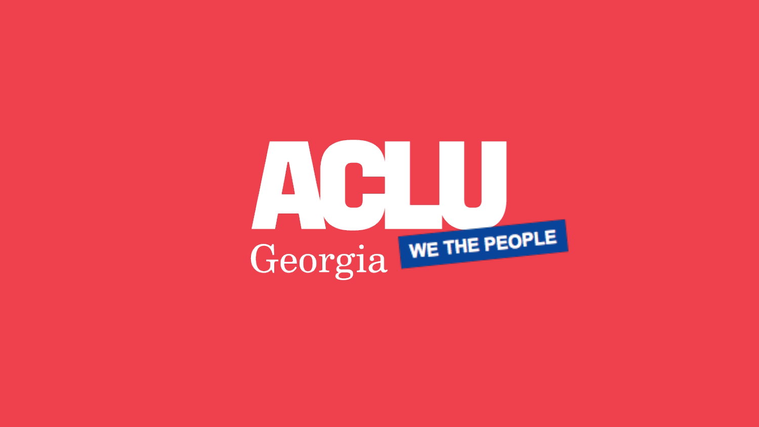ACLU

Georgia

WE THE PEOPLE